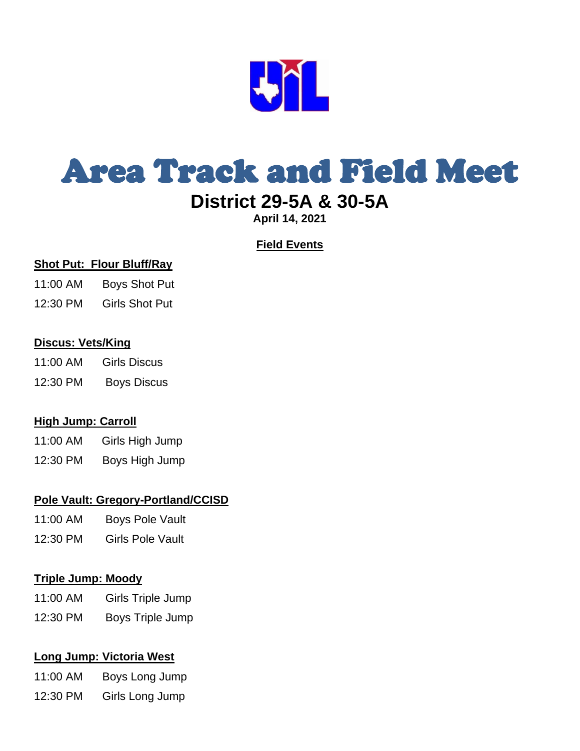# Area Track and Field Meet

## District 29-5A & 30-5A

**April 14, 2021**

**Field Events**

**Shot Put: Flour Bluff/Ray**

11:00 AM Boys Shot Put

12:30 PM Girls Shot Put

**Discus: Vets/King**

11:00 AM Girls Discus

12:30 PM Boys Discus

**High Jump: Carroll**

11:00 AM Girls High Jump

12:30 PM Boys High Jump

**Pole Vault: Gregory-Portland/CCISD**

11:00 AM Boys Pole Vault

12:30 PM Girls Pole Vault

**Triple Jump: Moody**

11:00 AM Girls Triple Jump

12:30 PM Boys Triple Jump

**Long Jump: Victoria West**

11:00 AM Boys Long Jump

12:30 PM Girls Long Jump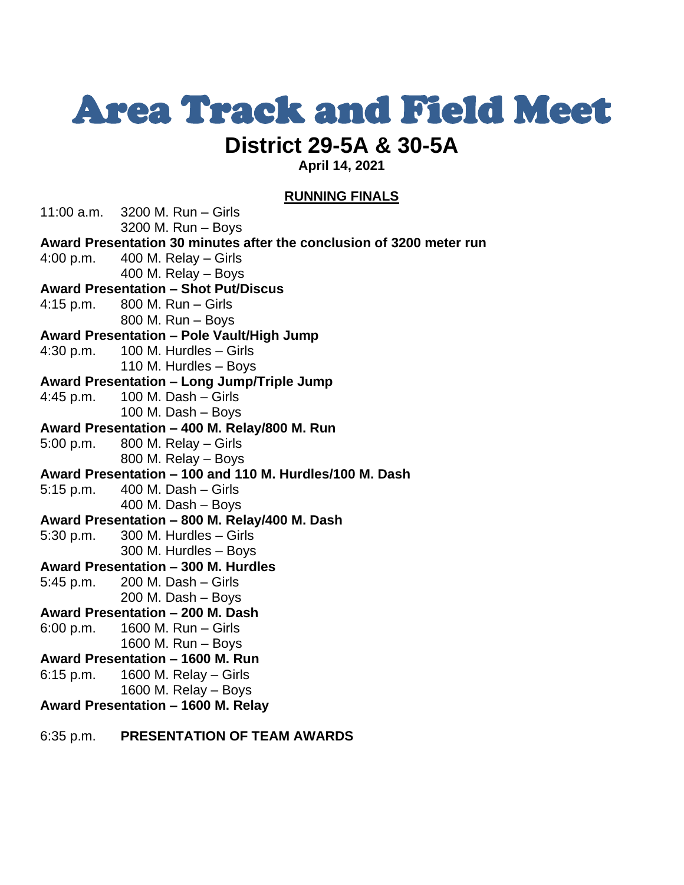# Area Track and Field Meet

## District 29-5A & 30-5A

**April 14, 2021**

**RUNNING FINALS**

11:00 a.m. 3200 M. Run – Girls
3200 M. Run – Boys

**Award Presentation 30 minutes after the conclusion of 3200 meter run**

4:00 p.m. 400 M. Relay – Girls
400 M. Relay – Boys

**Award Presentation – Shot Put/Discus**

4:15 p.m. 800 M. Run – Girls
800 M. Run – Boys

**Award Presentation – Pole Vault/High Jump**

4:30 p.m. 100 M. Hurdles – Girls
110 M. Hurdles – Boys

**Award Presentation – Long Jump/Triple Jump**

4:45 p.m. 100 M. Dash – Girls
100 M. Dash – Boys

**Award Presentation – 400 M. Relay/800 M. Run**

5:00 p.m. 800 M. Relay – Girls
800 M. Relay – Boys

**Award Presentation – 100 and 110 M. Hurdles/100 M. Dash**

5:15 p.m. 400 M. Dash – Girls
400 M. Dash – Boys

**Award Presentation – 800 M. Relay/400 M. Dash**

5:30 p.m. 300 M. Hurdles – Girls
300 M. Hurdles – Boys

**Award Presentation – 300 M. Hurdles**

5:45 p.m. 200 M. Dash – Girls
200 M. Dash – Boys

**Award Presentation – 200 M. Dash**

6:00 p.m. 1600 M. Run – Girls
1600 M. Run – Boys

**Award Presentation – 1600 M. Run**

6:15 p.m. 1600 M. Relay – Girls
1600 M. Relay – Boys

**Award Presentation – 1600 M. Relay**

6:35 p.m. **PRESENTATION OF TEAM AWARDS**